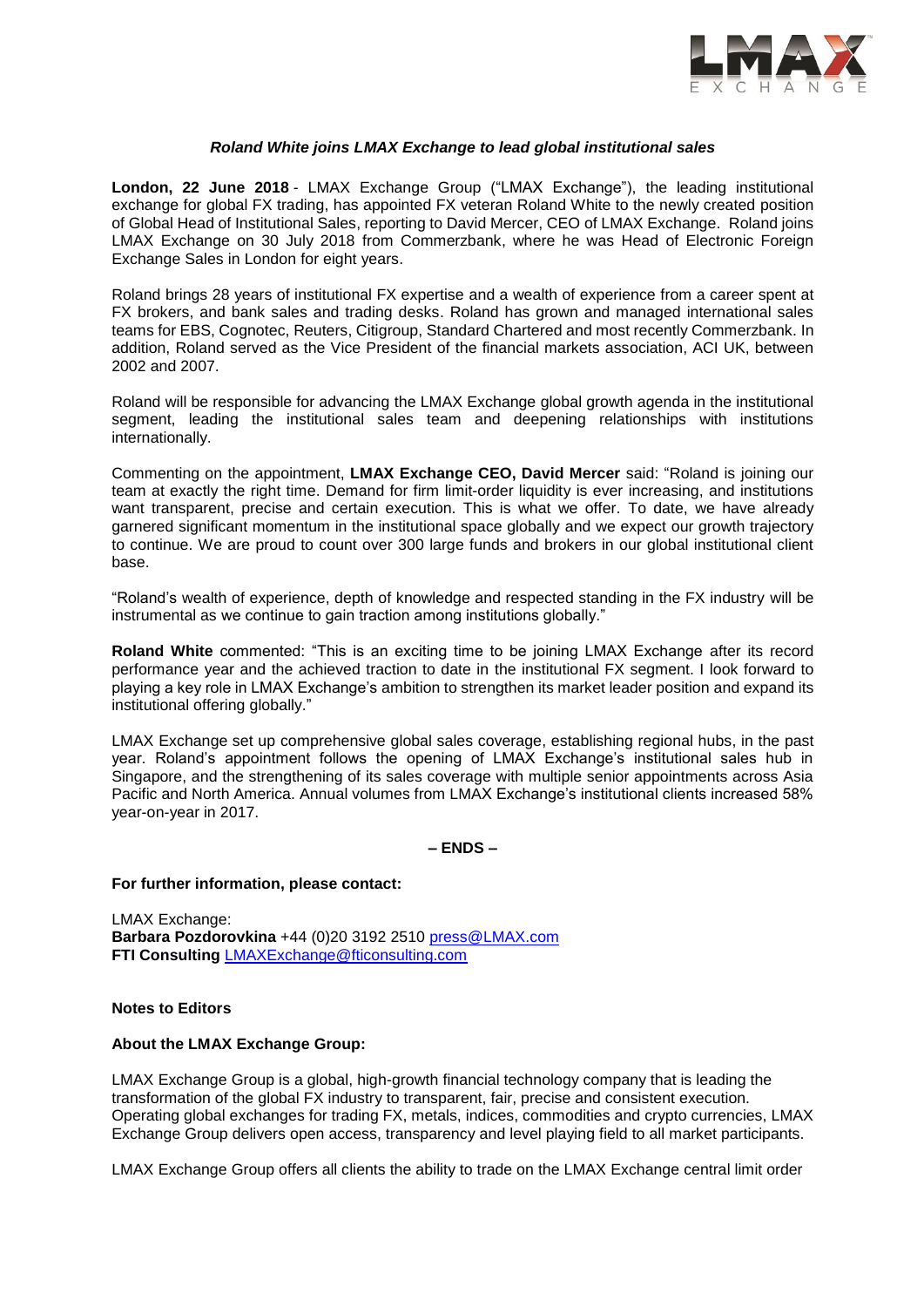***Roland White joins LMAX Exchange to lead global institutional sales***

**London, 22 June 2018** - LMAX Exchange Group ("LMAX Exchange"), the leading institutional exchange for global FX trading, has appointed FX veteran Roland White to the newly created position of Global Head of Institutional Sales, reporting to David Mercer, CEO of LMAX Exchange. Roland joins LMAX Exchange on 30 July 2018 from Commerzbank, where he was Head of Electronic Foreign Exchange Sales in London for eight years.

Roland brings 28 years of institutional FX expertise and a wealth of experience from a career spent at FX brokers, and bank sales and trading desks. Roland has grown and managed international sales teams for EBS, Cognotec, Reuters, Citigroup, Standard Chartered and most recently Commerzbank. In addition, Roland served as the Vice President of the financial markets association, ACI UK, between 2002 and 2007.

Roland will be responsible for advancing the LMAX Exchange global growth agenda in the institutional segment, leading the institutional sales team and deepening relationships with institutions internationally.

Commenting on the appointment, **LMAX Exchange CEO, David Mercer** said: "Roland is joining our team at exactly the right time. Demand for firm limit-order liquidity is ever increasing, and institutions want transparent, precise and certain execution. This is what we offer. To date, we have already garnered significant momentum in the institutional space globally and we expect our growth trajectory to continue. We are proud to count over 300 large funds and brokers in our global institutional client base.

"Roland's wealth of experience, depth of knowledge and respected standing in the FX industry will be instrumental as we continue to gain traction among institutions globally."

**Roland White** commented: "This is an exciting time to be joining LMAX Exchange after its record performance year and the achieved traction to date in the institutional FX segment. I look forward to playing a key role in LMAX Exchange's ambition to strengthen its market leader position and expand its institutional offering globally."

LMAX Exchange set up comprehensive global sales coverage, establishing regional hubs, in the past year. Roland's appointment follows the opening of LMAX Exchange's institutional sales hub in Singapore, and the strengthening of its sales coverage with multiple senior appointments across Asia Pacific and North America. Annual volumes from LMAX Exchange's institutional clients increased 58% year-on-year in 2017.

**– ENDS –**

**For further information, please contact:**

LMAX Exchange:
**Barbara Pozdorovkina** +44 (0)20 3192 2510 press@LMAX.com
**FTI Consulting** LMAXExchange@fticonsulting.com

**Notes to Editors**

**About the LMAX Exchange Group:**

LMAX Exchange Group is a global, high-growth financial technology company that is leading the transformation of the global FX industry to transparent, fair, precise and consistent execution. Operating global exchanges for trading FX, metals, indices, commodities and crypto currencies, LMAX Exchange Group delivers open access, transparency and level playing field to all market participants.

LMAX Exchange Group offers all clients the ability to trade on the LMAX Exchange central limit order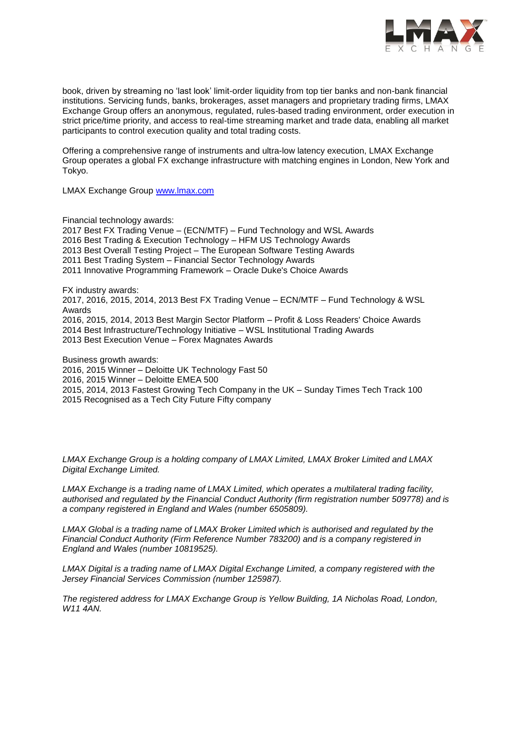book, driven by streaming no 'last look' limit-order liquidity from top tier banks and non-bank financial institutions. Servicing funds, banks, brokerages, asset managers and proprietary trading firms, LMAX Exchange Group offers an anonymous, regulated, rules-based trading environment, order execution in strict price/time priority, and access to real-time streaming market and trade data, enabling all market participants to control execution quality and total trading costs.

Offering a comprehensive range of instruments and ultra-low latency execution, LMAX Exchange Group operates a global FX exchange infrastructure with matching engines in London, New York and Tokyo.

LMAX Exchange Group [www.lmax.com](http://www.lmax.com)

Financial technology awards:
2017 Best FX Trading Venue – (ECN/MTF) – Fund Technology and WSL Awards
2016 Best Trading & Execution Technology – HFM US Technology Awards
2013 Best Overall Testing Project – The European Software Testing Awards
2011 Best Trading System – Financial Sector Technology Awards
2011 Innovative Programming Framework – Oracle Duke's Choice Awards

FX industry awards:
2017, 2016, 2015, 2014, 2013 Best FX Trading Venue – ECN/MTF – Fund Technology & WSL Awards
2016, 2015, 2014, 2013 Best Margin Sector Platform – Profit & Loss Readers' Choice Awards
2014 Best Infrastructure/Technology Initiative – WSL Institutional Trading Awards
2013 Best Execution Venue – Forex Magnates Awards

Business growth awards:
2016, 2015 Winner – Deloitte UK Technology Fast 50
2016, 2015 Winner – Deloitte EMEA 500
2015, 2014, 2013 Fastest Growing Tech Company in the UK – Sunday Times Tech Track 100
2015 Recognised as a Tech City Future Fifty company

*LMAX Exchange Group is a holding company of LMAX Limited, LMAX Broker Limited and LMAX Digital Exchange Limited.*

*LMAX Exchange is a trading name of LMAX Limited, which operates a multilateral trading facility, authorised and regulated by the Financial Conduct Authority (firm registration number 509778) and is a company registered in England and Wales (number 6505809).*

*LMAX Global is a trading name of LMAX Broker Limited which is authorised and regulated by the Financial Conduct Authority (Firm Reference Number 783200) and is a company registered in England and Wales (number 10819525).*

*LMAX Digital is a trading name of LMAX Digital Exchange Limited, a company registered with the Jersey Financial Services Commission (number 125987).*

*The registered address for LMAX Exchange Group is Yellow Building, 1A Nicholas Road, London, W11 4AN.*